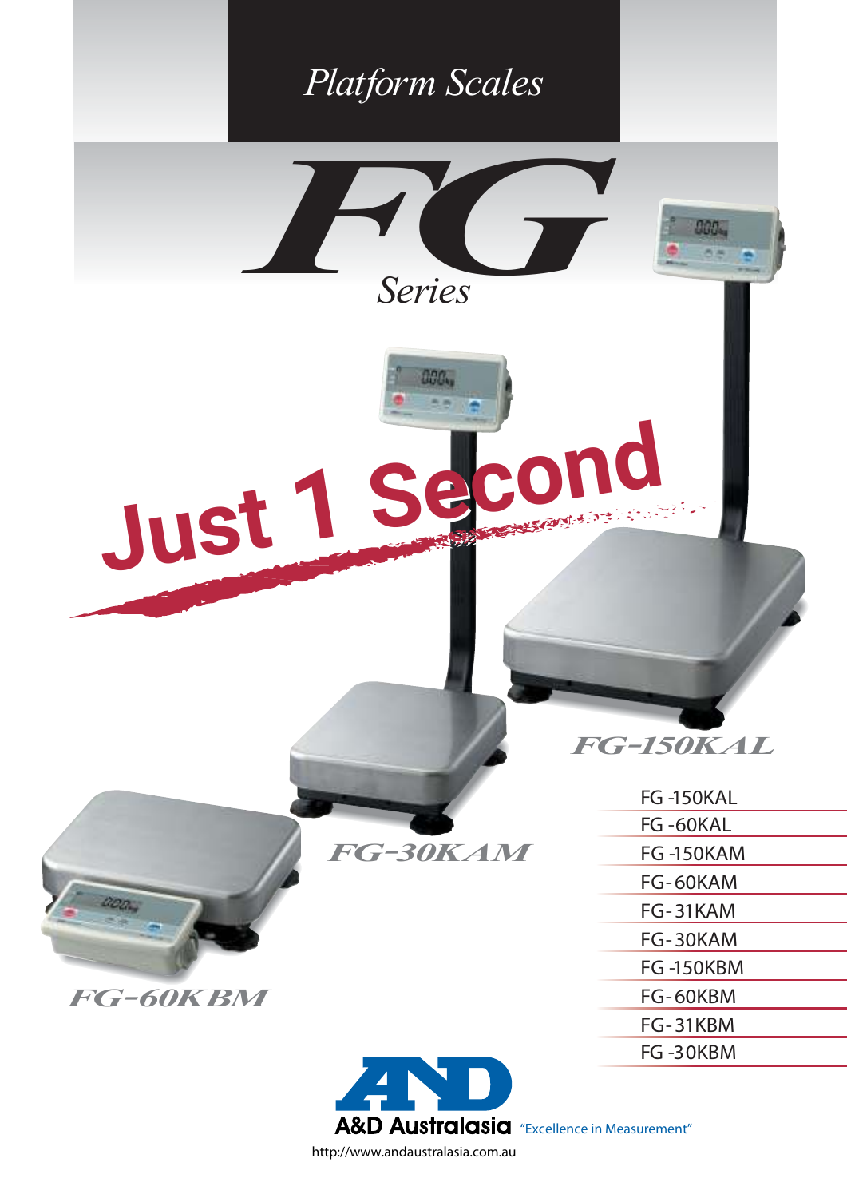# Platform Scales

# FG
## Series

**Just 1 Second**

*FG-150KAL*

*FG-30KAM*

*FG-60KBM*

- FG -150KAL
- FG -60KAL
- FG -150KAM
- FG-60KAM
- FG-31KAM
- FG-30KAM
- FG -150KBM
- FG-60KBM
- FG-31KBM
- FG -30KBM

A&D Australasia "Excellence in Measurement"

http://www.andaustralasia.com.au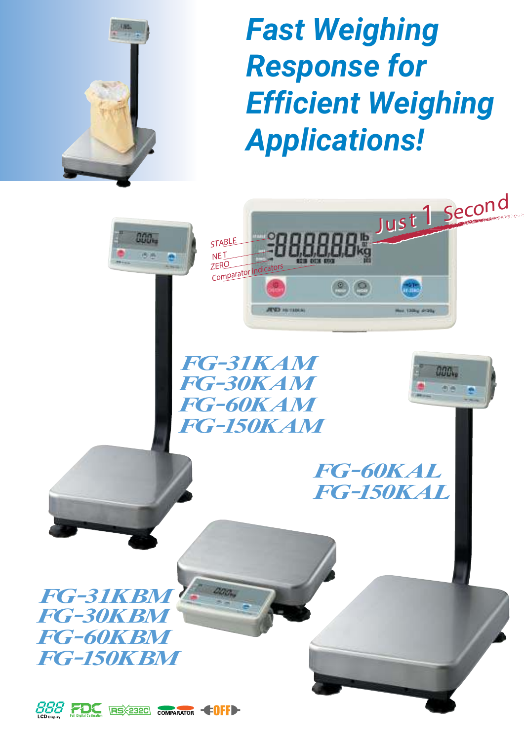# Fast Weighing Response for Efficient Weighing Applications!

Just 1 Second

STABLE
NET
ZERO
Comparator indicators

**FG-31KAM**
**FG-30KAM**
**FG-60KAM**
**FG-150KAM**

**FG-60KAL**
**FG-150KAL**

**FG-31KBM**
**FG-30KBM**
**FG-60KBM**
**FG-150KBM**

LCD Display | FDC Full Digital Calibration | RS-232C | COMPARATOR | OFF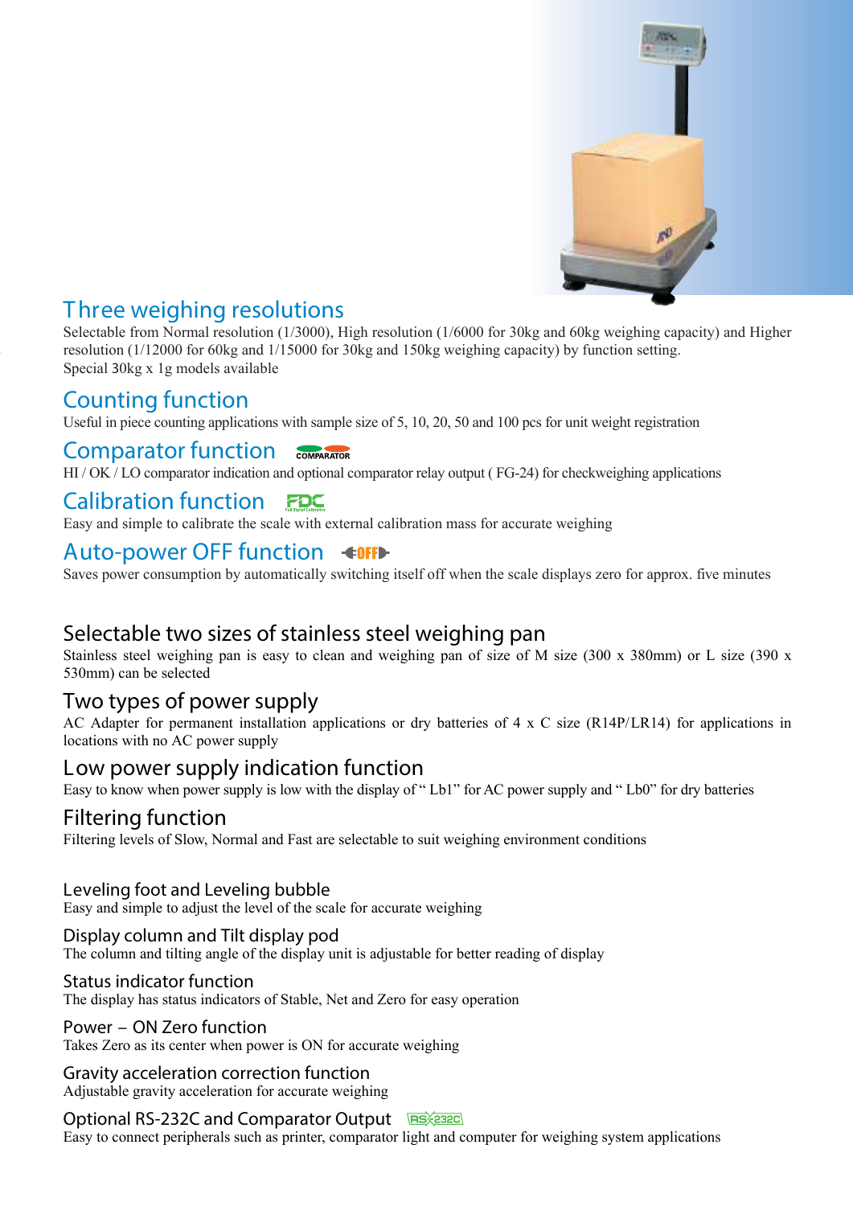## Three weighing resolutions

Selectable from Normal resolution (1/3000), High resolution (1/6000 for 30kg and 60kg weighing capacity) and Higher resolution (1/12000 for 60kg and 1/15000 for 30kg and 150kg weighing capacity) by function setting.
Special 30kg x 1g models available

## Counting function

Useful in piece counting applications with sample size of 5, 10, 20, 50 and 100 pcs for unit weight registration

## Comparator function

HI / OK / LO comparator indication and optional comparator relay output ( FG-24) for checkweighing applications

## Calibration function

Easy and simple to calibrate the scale with external calibration mass for accurate weighing

## Auto-power OFF function

Saves power consumption by automatically switching itself off when the scale displays zero for approx. five minutes

## Selectable two sizes of stainless steel weighing pan

Stainless steel weighing pan is easy to clean and weighing pan of size of M size (300 x 380mm) or L size (390 x 530mm) can be selected

## Two types of power supply

AC Adapter for permanent installation applications or dry batteries of 4 x C size (R14P/LR14) for applications in locations with no AC power supply

## Low power supply indication function

Easy to know when power supply is low with the display of " Lb1" for AC power supply and " Lb0" for dry batteries

## Filtering function

Filtering levels of Slow, Normal and Fast are selectable to suit weighing environment conditions

### Leveling foot and Leveling bubble

Easy and simple to adjust the level of the scale for accurate weighing

### Display column and Tilt display pod

The column and tilting angle of the display unit is adjustable for better reading of display

### Status indicator function

The display has status indicators of Stable, Net and Zero for easy operation

### Power – ON Zero function

Takes Zero as its center when power is ON for accurate weighing

### Gravity acceleration correction function

Adjustable gravity acceleration for accurate weighing

### Optional RS-232C and Comparator Output

Easy to connect peripherals such as printer, comparator light and computer for weighing system applications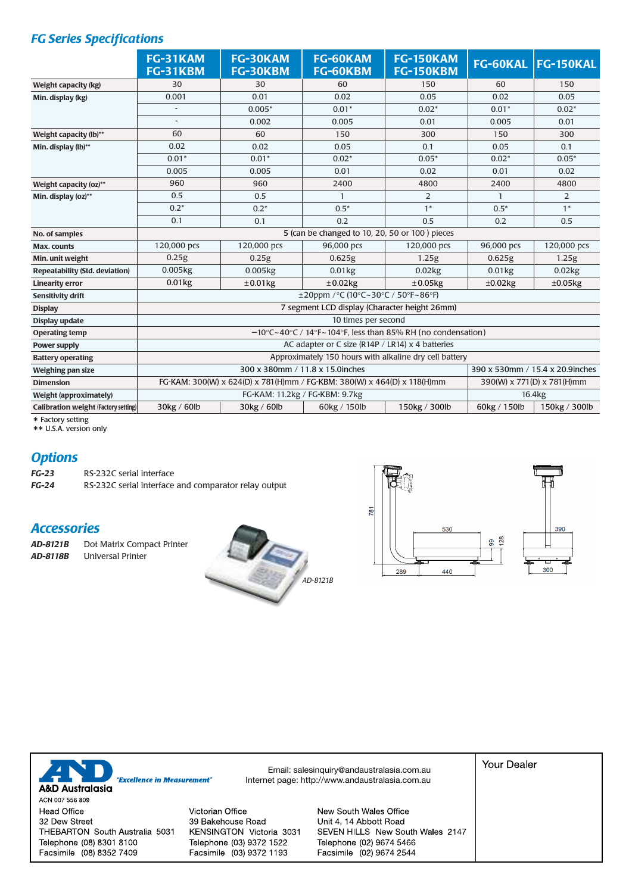## FG Series Specifications

| | FG-31KAM FG-31KBM | FG-30KAM FG-30KBM | FG-60KAM FG-60KBM | FG-150KAM FG-150KBM | FG-60KAL | FG-150KAL |
|---|---|---|---|---|---|---|
| Weight capacity (kg) | 30 | 30 | 60 | 150 | 60 | 150 |
| Min. display (kg) | 0.001 | 0.01 | 0.02 | 0.05 | 0.02 | 0.05 |
| | - | 0.005* | 0.01* | 0.02* | 0.01* | 0.02* |
| | - | 0.002 | 0.005 | 0.01 | 0.005 | 0.01 |
| Weight capacity (lb)** | 60 | 60 | 150 | 300 | 150 | 300 |
| Min. display (lb)** | 0.02 | 0.02 | 0.05 | 0.1 | 0.05 | 0.1 |
| | 0.01* | 0.01* | 0.02* | 0.05* | 0.02* | 0.05* |
| | 0.005 | 0.005 | 0.01 | 0.02 | 0.01 | 0.02 |
| Weight capacity (oz)** | 960 | 960 | 2400 | 4800 | 2400 | 4800 |
| Min. display (oz)** | 0.5 | 0.5 | 1 | 2 | 1 | 2 |
| | 0.2* | 0.2* | 0.5* | 1* | 0.5* | 1* |
| | 0.1 | 0.1 | 0.2 | 0.5 | 0.2 | 0.5 |
| No. of samples | 5 (can be changed to 10, 20, 50 or 100 ) pieces | | | | | |
| Max. counts | 120,000 pcs | 120,000 pcs | 96,000 pcs | 120,000 pcs | 96,000 pcs | 120,000 pcs |
| Min. unit weight | 0.25g | 0.25g | 0.625g | 1.25g | 0.625g | 1.25g |
| Repeatability (Std. deviation) | 0.005kg | 0.005kg | 0.01kg | 0.02kg | 0.01kg | 0.02kg |
| Linearity error | 0.01kg | ±0.01kg | ±0.02kg | ±0.05kg | ±0.02kg | ±0.05kg |
| Sensitivity drift | ±20ppm /°C (10°C~30°C / 50°F~86°F) | | | | | |
| Display | 7 segment LCD display (Character height 26mm) | | | | | |
| Display update | 10 times per second | | | | | |
| Operating temp | −10°C~40°C / 14°F~104°F, less than 85% RH (no condensation) | | | | | |
| Power supply | AC adapter or C size (R14P / LR14) x 4 batteries | | | | | |
| Battery operating | Approximately 150 hours with alkaline dry cell battery | | | | | |
| Weighing pan size | 300 x 380mm / 11.8 x 15.0inches | | | | 390 x 530mm / 15.4 x 20.9inches | |
| Dimension | FG-KAM: 300(W) x 624(D) x 781(H)mm / FG-KBM: 380(W) x 464(D) x 118(H)mm | | | | 390(W) x 771(D) x 781(H)mm | |
| Weight (approximately) | FG-KAM: 11.2kg / FG-KBM: 9.7kg | | | | 16.4kg | |
| Calibration weight (Factory setting) | 30kg / 60lb | 30kg / 60lb | 60kg / 150lb | 150kg / 300lb | 60kg / 150lb | 150kg / 300lb |

\* Factory setting
\*\* U.S.A. version only

## Options

*FG-23* RS-232C serial interface
*FG-24* RS-232C serial interface and comparator relay output

## Accessories

*AD-8121B* Dot Matrix Compact Printer
*AD-8118B* Universal Printer

AD-8121B

781
530
99
128
289
440
390
300

A&D Australasia "Excellence in Measurement"
ACN 007 556 809

Email: salesinquiry@andaustralasia.com.au
Internet page: http://www.andaustralasia.com.au

Head Office
32 Dew Street
THEBARTON South Australia 5031
Telephone (08) 8301 8100
Facsimile (08) 8352 7409

Victorian Office
39 Bakehouse Road
KENSINGTON Victoria 3031
Telephone (03) 9372 1522
Facsimile (03) 9372 1193

New South Wales Office
Unit 4, 14 Abbott Road
SEVEN HILLS New South Wales 2147
Telephone (02) 9674 5466
Facsimile (02) 9674 2544

Your Dealer